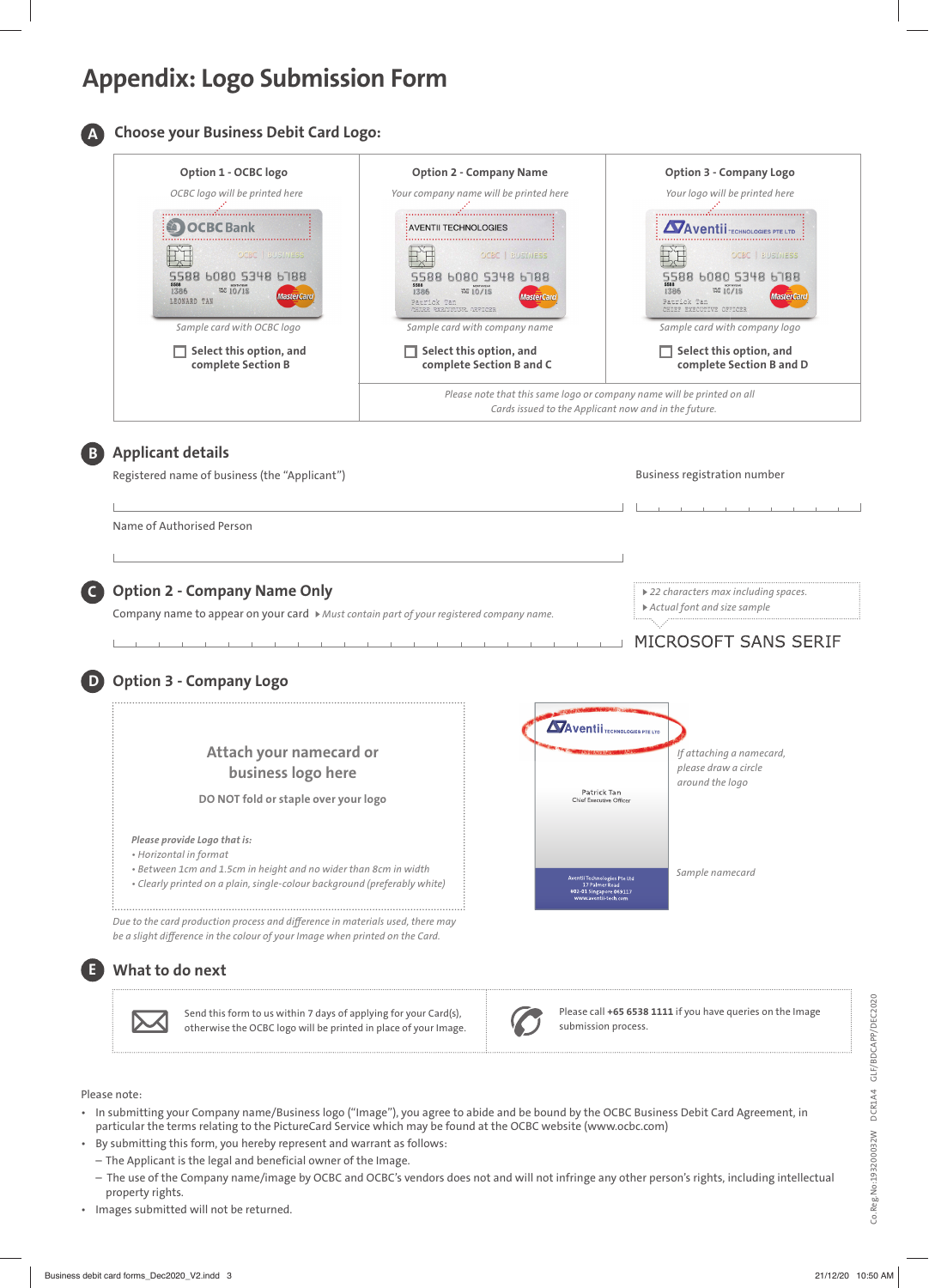# Appendix: Logo Submission Form

## A Choose your Business Debit Card Logo:

| Option 1 - OCBC logo | Option 2 - Company Name | Option 3 - Company Logo |
|---|---|---|
| *OCBC logo will be printed here* | *Your company name will be printed here* | *Your logo will be printed here* |
| *Sample card with OCBC logo* | *Sample card with company name* | *Sample card with company logo* |
| ☐ **Select this option, and complete Section B** | ☐ **Select this option, and complete Section B and C** | ☐ **Select this option, and complete Section B and D** |

*Please note that this same logo or company name will be printed on all Cards issued to the Applicant now and in the future.*

## B Applicant details

Registered name of business (the "Applicant")

Business registration number

Name of Authorised Person

## C Option 2 - Company Name Only

Company name to appear on your card ▸ *Must contain part of your registered company name.*

- ▸ *22 characters max including spaces.*
- ▸ *Actual font and size sample*

MICROSOFT SANS SERIF

## D Option 3 - Company Logo

Attach your namecard or business logo here

DO NOT fold or staple over your logo

*Please provide Logo that is:*

- *Horizontal in format*
- *Between 1cm and 1.5cm in height and no wider than 8cm in width*
- *Clearly printed on a plain, single-colour background (preferably white)*

*Due to the card production process and difference in materials used, there may be a slight difference in the colour of your Image when printed on the Card.*

*If attaching a namecard, please draw a circle around the logo*

*Sample namecard*

## E What to do next

Send this form to us within 7 days of applying for your Card(s), otherwise the OCBC logo will be printed in place of your Image.

Please call **+65 6538 1111** if you have queries on the Image submission process.

Please note:

- In submitting your Company name/Business logo ("Image"), you agree to abide and be bound by the OCBC Business Debit Card Agreement, in particular the terms relating to the PictureCard Service which may be found at the OCBC website (www.ocbc.com)
- By submitting this form, you hereby represent and warrant as follows:
  - The Applicant is the legal and beneficial owner of the Image.
  - The use of the Company name/image by OCBC and OCBC's vendors does not and will not infringe any other person's rights, including intellectual property rights.
- Images submitted will not be returned.

Co.Reg.No:193200032W DCR1A4 GLF/BDCAPP/DEC2020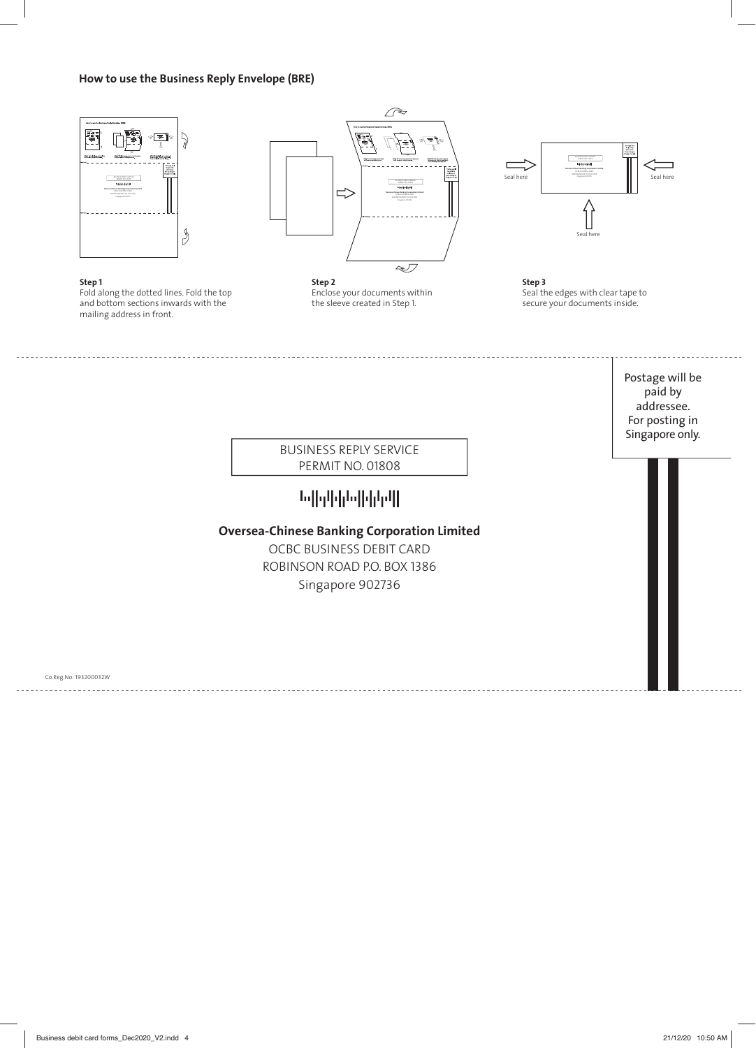**How to use the Business Reply Envelope (BRE)**

Seal here

Seal here

Seal here

**Step 1**
Fold along the dotted lines. Fold the top and bottom sections inwards with the mailing address in front.

**Step 2**
Enclose your documents within the sleeve created in Step 1.

**Step 3**
Seal the edges with clear tape to secure your documents inside.

Postage will be paid by addressee. For posting in Singapore only.

BUSINESS REPLY SERVICE
PERMIT NO. 01808

**Oversea-Chinese Banking Corporation Limited**
OCBC BUSINESS DEBIT CARD
ROBINSON ROAD P.O. BOX 1386
Singapore 902736

Co.Reg.No: 193200032W